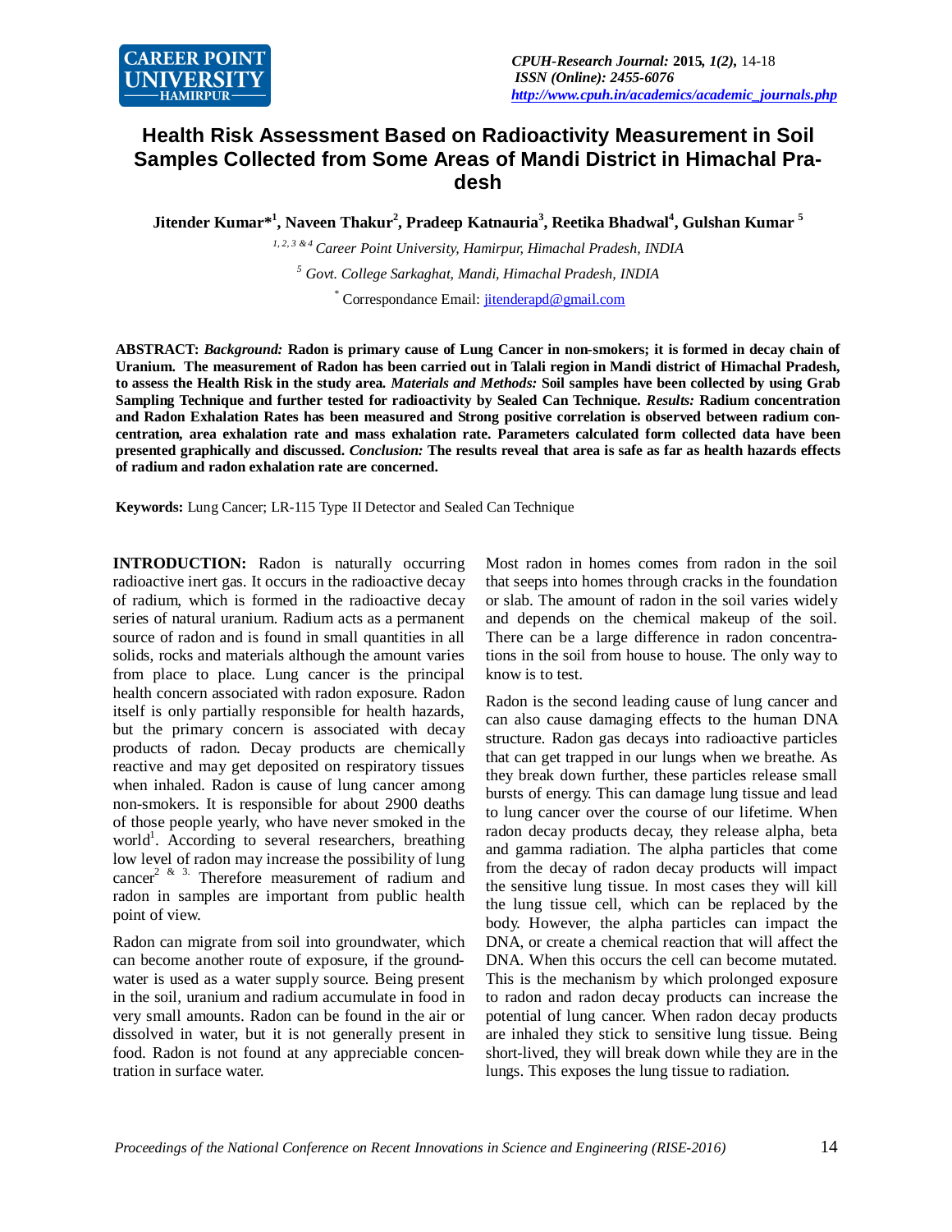# Health Risk Assessment Based on Radioactivity Measurement in Soil Samples Collected from Some Areas of Mandi District in Himachal Pradesh

**Jitender Kumar*[1], Naveen Thakur[2], Pradeep Katnauria[3], Reetika Bhadwal[4], Gulshan Kumar [5]**

*[1, 2, 3 & 4] Career Point University, Hamirpur, Himachal Pradesh, INDIA*

*[5] Govt. College Sarkaghat, Mandi, Himachal Pradesh, INDIA*

[*] Correspondance Email: jitenderapd@gmail.com

**ABSTRACT:** ***Background:*** **Radon is primary cause of Lung Cancer in non-smokers; it is formed in decay chain of Uranium. The measurement of Radon has been carried out in Talali region in Mandi district of Himachal Pradesh, to assess the Health Risk in the study area.** ***Materials and Methods:*** **Soil samples have been collected by using Grab Sampling Technique and further tested for radioactivity by Sealed Can Technique.** ***Results:*** **Radium concentration and Radon Exhalation Rates has been measured and Strong positive correlation is observed between radium concentration, area exhalation rate and mass exhalation rate. Parameters calculated form collected data have been presented graphically and discussed.** ***Conclusion:*** **The results reveal that area is safe as far as health hazards effects of radium and radon exhalation rate are concerned.**

**Keywords:** Lung Cancer; LR-115 Type II Detector and Sealed Can Technique

**INTRODUCTION:** Radon is naturally occurring radioactive inert gas. It occurs in the radioactive decay of radium, which is formed in the radioactive decay series of natural uranium. Radium acts as a permanent source of radon and is found in small quantities in all solids, rocks and materials although the amount varies from place to place. Lung cancer is the principal health concern associated with radon exposure. Radon itself is only partially responsible for health hazards, but the primary concern is associated with decay products of radon. Decay products are chemically reactive and may get deposited on respiratory tissues when inhaled. Radon is cause of lung cancer among non-smokers. It is responsible for about 2900 deaths of those people yearly, who have never smoked in the world[1]. According to several researchers, breathing low level of radon may increase the possibility of lung cancer[2 & 3]. Therefore measurement of radium and radon in samples are important from public health point of view.

Radon can migrate from soil into groundwater, which can become another route of exposure, if the groundwater is used as a water supply source. Being present in the soil, uranium and radium accumulate in food in very small amounts. Radon can be found in the air or dissolved in water, but it is not generally present in food. Radon is not found at any appreciable concentration in surface water.

Most radon in homes comes from radon in the soil that seeps into homes through cracks in the foundation or slab. The amount of radon in the soil varies widely and depends on the chemical makeup of the soil. There can be a large difference in radon concentrations in the soil from house to house. The only way to know is to test.

Radon is the second leading cause of lung cancer and can also cause damaging effects to the human DNA structure. Radon gas decays into radioactive particles that can get trapped in our lungs when we breathe. As they break down further, these particles release small bursts of energy. This can damage lung tissue and lead to lung cancer over the course of our lifetime. When radon decay products decay, they release alpha, beta and gamma radiation. The alpha particles that come from the decay of radon decay products will impact the sensitive lung tissue. In most cases they will kill the lung tissue cell, which can be replaced by the body. However, the alpha particles can impact the DNA, or create a chemical reaction that will affect the DNA. When this occurs the cell can become mutated. This is the mechanism by which prolonged exposure to radon and radon decay products can increase the potential of lung cancer. When radon decay products are inhaled they stick to sensitive lung tissue. Being short-lived, they will break down while they are in the lungs. This exposes the lung tissue to radiation.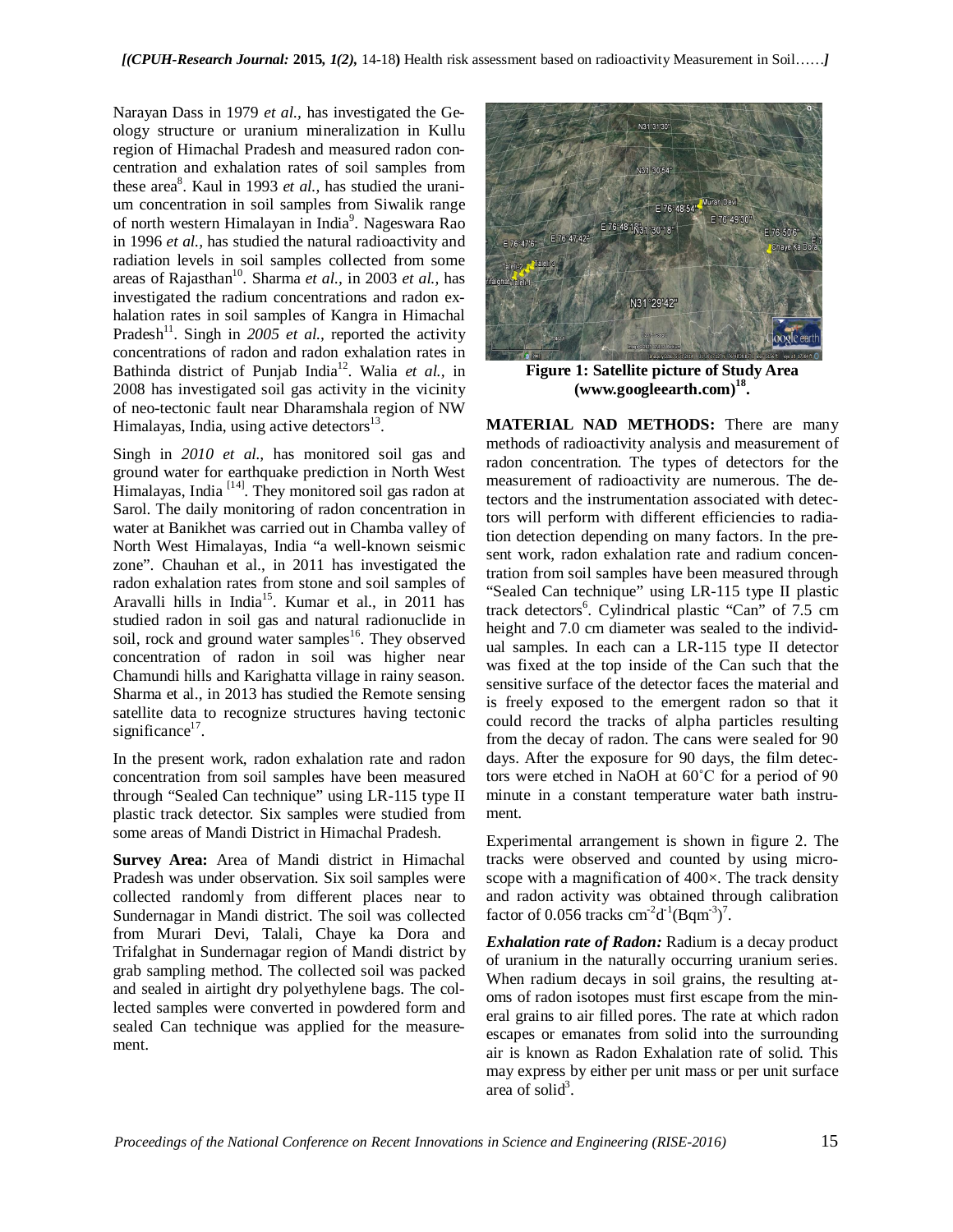Narayan Dass in 1979 *et al.,* has investigated the Geology structure or uranium mineralization in Kullu region of Himachal Pradesh and measured radon concentration and exhalation rates of soil samples from these area[8]. Kaul in 1993 *et al.,* has studied the uranium concentration in soil samples from Siwalik range of north western Himalayan in India[9]. Nageswara Rao in 1996 *et al.,* has studied the natural radioactivity and radiation levels in soil samples collected from some areas of Rajasthan[10]. Sharma *et al.,* in 2003 *et al.,* has investigated the radium concentrations and radon exhalation rates in soil samples of Kangra in Himachal Pradesh[11]. Singh in *2005 et al.,* reported the activity concentrations of radon and radon exhalation rates in Bathinda district of Punjab India[12]. Walia *et al.,* in 2008 has investigated soil gas activity in the vicinity of neo-tectonic fault near Dharamshala region of NW Himalayas, India, using active detectors[13].

Singh in *2010 et al.,* has monitored soil gas and ground water for earthquake prediction in North West Himalayas, India [14]. They monitored soil gas radon at Sarol. The daily monitoring of radon concentration in water at Banikhet was carried out in Chamba valley of North West Himalayas, India "a well-known seismic zone". Chauhan et al., in 2011 has investigated the radon exhalation rates from stone and soil samples of Aravalli hills in India[15]. Kumar et al., in 2011 has studied radon in soil gas and natural radionuclide in soil, rock and ground water samples[16]. They observed concentration of radon in soil was higher near Chamundi hills and Karighatta village in rainy season. Sharma et al., in 2013 has studied the Remote sensing satellite data to recognize structures having tectonic significance[17].

In the present work, radon exhalation rate and radon concentration from soil samples have been measured through "Sealed Can technique" using LR-115 type II plastic track detector. Six samples were studied from some areas of Mandi District in Himachal Pradesh.

**Survey Area:** Area of Mandi district in Himachal Pradesh was under observation. Six soil samples were collected randomly from different places near to Sundernagar in Mandi district. The soil was collected from Murari Devi, Talali, Chaye ka Dora and Trifalghat in Sundernagar region of Mandi district by grab sampling method. The collected soil was packed and sealed in airtight dry polyethylene bags. The collected samples were converted in powdered form and sealed Can technique was applied for the measurement.

**Figure 1: Satellite picture of Study Area (www.googleearth.com)[18].**

**MATERIAL NAD METHODS:** There are many methods of radioactivity analysis and measurement of radon concentration. The types of detectors for the measurement of radioactivity are numerous. The detectors and the instrumentation associated with detectors will perform with different efficiencies to radiation detection depending on many factors. In the present work, radon exhalation rate and radium concentration from soil samples have been measured through "Sealed Can technique" using LR-115 type II plastic track detectors[6]. Cylindrical plastic "Can" of 7.5 cm height and 7.0 cm diameter was sealed to the individual samples. In each can a LR-115 type II detector was fixed at the top inside of the Can such that the sensitive surface of the detector faces the material and is freely exposed to the emergent radon so that it could record the tracks of alpha particles resulting from the decay of radon. The cans were sealed for 90 days. After the exposure for 90 days, the film detectors were etched in NaOH at 60˚C for a period of 90 minute in a constant temperature water bath instrument.

Experimental arrangement is shown in figure 2. The tracks were observed and counted by using microscope with a magnification of 400×. The track density and radon activity was obtained through calibration factor of 0.056 tracks $cm^{-2}d^{-1}(Bqm^{-3})$[7].

***Exhalation rate of Radon:*** Radium is a decay product of uranium in the naturally occurring uranium series. When radium decays in soil grains, the resulting atoms of radon isotopes must first escape from the mineral grains to air filled pores. The rate at which radon escapes or emanates from solid into the surrounding air is known as Radon Exhalation rate of solid. This may express by either per unit mass or per unit surface area of solid[3].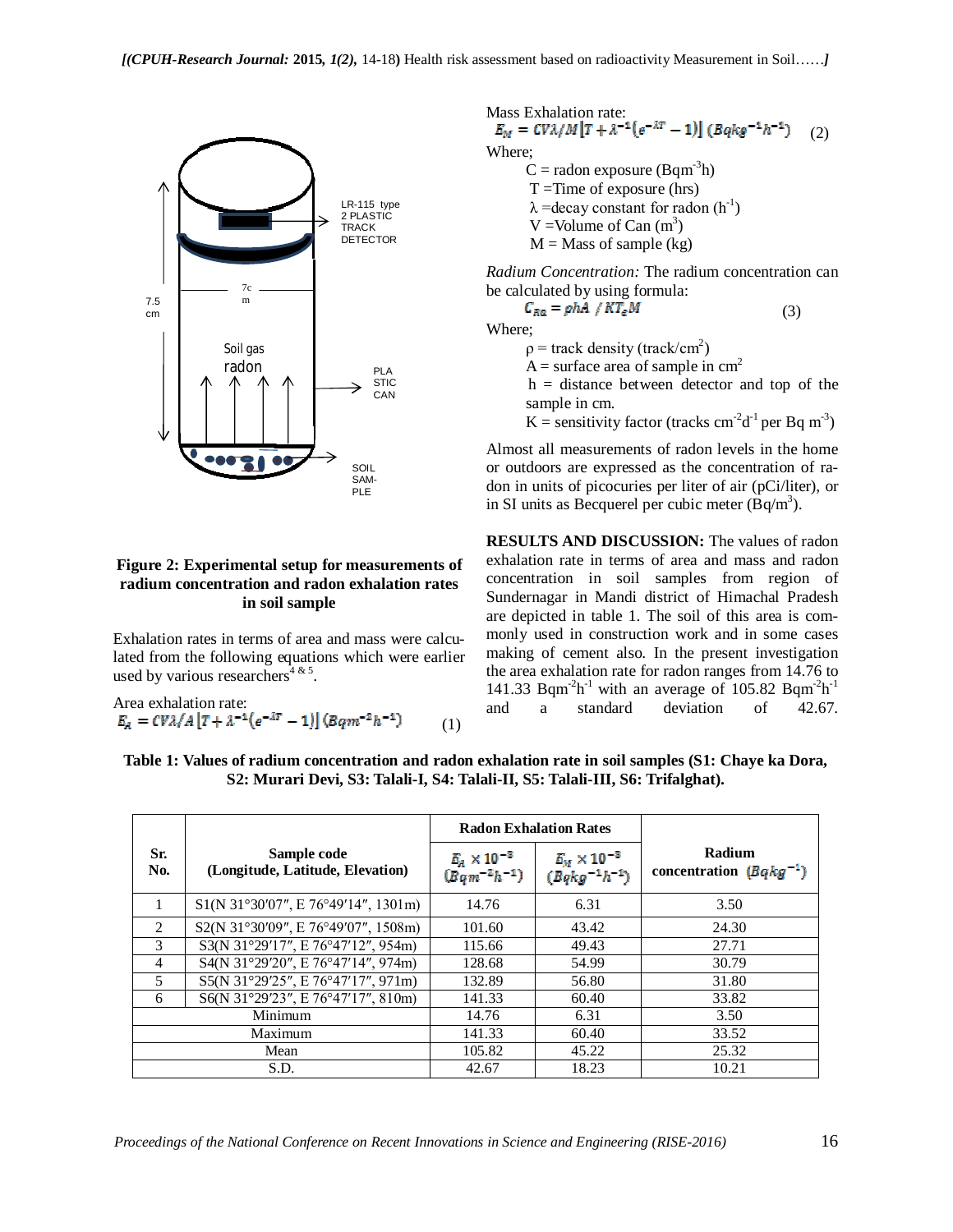Figure 2: Experimental setup for measurements of radium concentration and radon exhalation rates in soil sample

Exhalation rates in terms of area and mass were calculated from the following equations which were earlier used by various researchers[4 & 5].

Area exhalation rate:

$$E_A = CV\lambda/A\left[T + \lambda^{-1}\left(e^{-\lambda T} - 1\right)\right] \,(Bqm^{-2}h^{-1}) \qquad (1)$$

Mass Exhalation rate:

$$E_M = CV\lambda/M\left[T + \lambda^{-1}\left(e^{-\lambda T} - 1\right)\right] \,(Bqkg^{-1}h^{-1}) \qquad (2)$$

Where;

- C = radon exposure ($Bqm^{-3}h$)
- T = Time of exposure (hrs)
- $\lambda$ = decay constant for radon ($h^{-1}$)
- V = Volume of Can ($m^3$)
- M = Mass of sample (kg)

*Radium Concentration:* The radium concentration can be calculated by using formula:

$$C_{Ra} = \rho hA \,/\, KT_e M \qquad (3)$$

Where;

- $\rho$ = track density ($track/cm^2$)
- A = surface area of sample in $cm^2$
- h = distance between detector and top of the sample in cm.
- K = sensitivity factor (tracks $cm^{-2}d^{-1}$ per Bq $m^{-3}$)

Almost all measurements of radon levels in the home or outdoors are expressed as the concentration of radon in units of picocuries per liter of air (pCi/liter), or in SI units as Becquerel per cubic meter ($Bq/m^3$).

**RESULTS AND DISCUSSION:** The values of radon exhalation rate in terms of area and mass and radon concentration in soil samples from region of Sundernagar in Mandi district of Himachal Pradesh are depicted in table 1. The soil of this area is commonly used in construction work and in some cases making of cement also. In the present investigation the area exhalation rate for radon ranges from 14.76 to 141.33 $Bqm^{-2}h^{-1}$ with an average of 105.82 $Bqm^{-2}h^{-1}$ and a standard deviation of 42.67.

**Table 1: Values of radium concentration and radon exhalation rate in soil samples (S1: Chaye ka Dora, S2: Murari Devi, S3: Talali-I, S4: Talali-II, S5: Talali-III, S6: Trifalghat).**

| Sr. No. | Sample code (Longitude, Latitude, Elevation) | Radon Exhalation Rates | | Radium concentration ($Bqkg^{-1}$) |
|---|---|---|---|---|
| | | $E_A \times 10^{-3}$ ($Bqm^{-2}h^{-1}$) | $E_M \times 10^{-3}$ ($Bqkg^{-1}h^{-1}$) | |
| 1 | S1(N 31°30′07″, E 76°49′14″, 1301m) | 14.76 | 6.31 | 3.50 |
| 2 | S2(N 31°30′09″, E 76°49′07″, 1508m) | 101.60 | 43.42 | 24.30 |
| 3 | S3(N 31°29′17″, E 76°47′12″, 954m) | 115.66 | 49.43 | 27.71 |
| 4 | S4(N 31°29′20″, E 76°47′14″, 974m) | 128.68 | 54.99 | 30.79 |
| 5 | S5(N 31°29′25″, E 76°47′17″, 971m) | 132.89 | 56.80 | 31.80 |
| 6 | S6(N 31°29′23″, E 76°47′17″, 810m) | 141.33 | 60.40 | 33.82 |
| Minimum | | 14.76 | 6.31 | 3.50 |
| Maximum | | 141.33 | 60.40 | 33.52 |
| Mean | | 105.82 | 45.22 | 25.32 |
| S.D. | | 42.67 | 18.23 | 10.21 |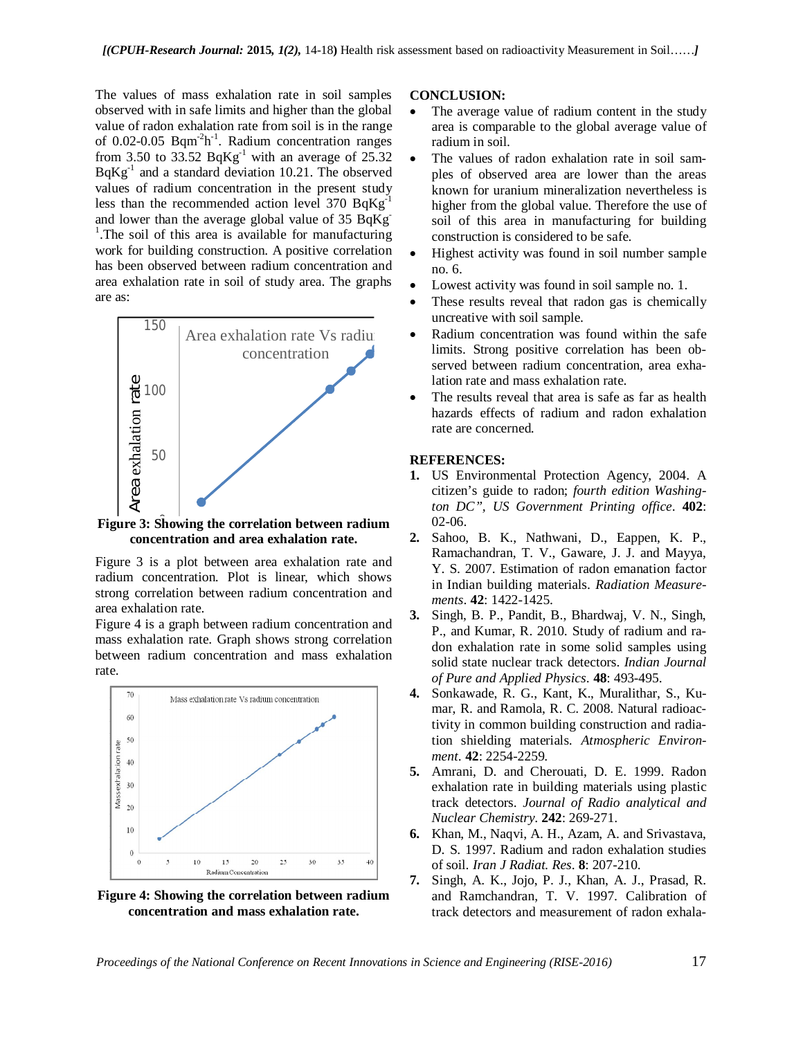The values of mass exhalation rate in soil samples observed with in safe limits and higher than the global value of radon exhalation rate from soil is in the range of 0.02-0.05 $Bqm^{-2}h^{-1}$. Radium concentration ranges from 3.50 to 33.52 $BqKg^{-1}$ with an average of 25.32 $BqKg^{-1}$ and a standard deviation 10.21. The observed values of radium concentration in the present study less than the recommended action level 370 $BqKg^{-1}$ and lower than the average global value of 35 $BqKg^{-1}$.The soil of this area is available for manufacturing work for building construction. A positive correlation has been observed between radium concentration and area exhalation rate in soil of study area. The graphs are as:

**Figure 3: Showing the correlation between radium concentration and area exhalation rate.**

Figure 3 is a plot between area exhalation rate and radium concentration. Plot is linear, which shows strong correlation between radium concentration and area exhalation rate.

Figure 4 is a graph between radium concentration and mass exhalation rate. Graph shows strong correlation between radium concentration and mass exhalation rate.

**Figure 4: Showing the correlation between radium concentration and mass exhalation rate.**

## CONCLUSION:

- The average value of radium content in the study area is comparable to the global average value of radium in soil.
- The values of radon exhalation rate in soil samples of observed area are lower than the areas known for uranium mineralization nevertheless is higher from the global value. Therefore the use of soil of this area in manufacturing for building construction is considered to be safe.
- Highest activity was found in soil number sample no. 6.
- Lowest activity was found in soil sample no. 1.
- These results reveal that radon gas is chemically uncreative with soil sample.
- Radium concentration was found within the safe limits. Strong positive correlation has been observed between radium concentration, area exhalation rate and mass exhalation rate.
- The results reveal that area is safe as far as health hazards effects of radium and radon exhalation rate are concerned.

## REFERENCES:

1. US Environmental Protection Agency, 2004. A citizen's guide to radon; *fourth edition Washington DC", US Government Printing office*. **402**: 02-06.
2. Sahoo, B. K., Nathwani, D., Eappen, K. P., Ramachandran, T. V., Gaware, J. J. and Mayya, Y. S. 2007. Estimation of radon emanation factor in Indian building materials. *Radiation Measurements*. **42**: 1422-1425.
3. Singh, B. P., Pandit, B., Bhardwaj, V. N., Singh, P., and Kumar, R. 2010. Study of radium and radon exhalation rate in some solid samples using solid state nuclear track detectors. *Indian Journal of Pure and Applied Physics*. **48**: 493-495.
4. Sonkawade, R. G., Kant, K., Muralithar, S., Kumar, R. and Ramola, R. C. 2008. Natural radioactivity in common building construction and radiation shielding materials. *Atmospheric Environment*. **42**: 2254-2259.
5. Amrani, D. and Cherouati, D. E. 1999. Radon exhalation rate in building materials using plastic track detectors. *Journal of Radio analytical and Nuclear Chemistry*. **242**: 269-271.
6. Khan, M., Naqvi, A. H., Azam, A. and Srivastava, D. S. 1997. Radium and radon exhalation studies of soil. *Iran J Radiat. Res*. **8**: 207-210.
7. Singh, A. K., Jojo, P. J., Khan, A. J., Prasad, R. and Ramchandran, T. V. 1997. Calibration of track detectors and measurement of radon exhala-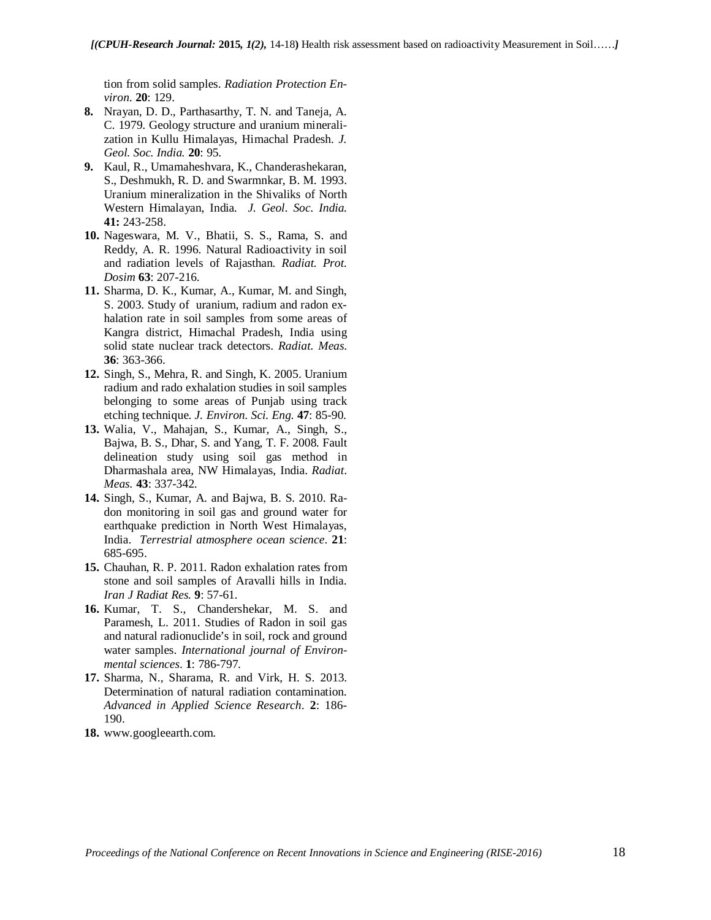tion from solid samples. *Radiation Protection Environ.* **20**: 129.

8. Nrayan, D. D., Parthasarthy, T. N. and Taneja, A. C. 1979. Geology structure and uranium mineralization in Kullu Himalayas, Himachal Pradesh. *J. Geol. Soc. India.* **20**: 95.
9. Kaul, R., Umamaheshvara, K., Chanderashekaran, S., Deshmukh, R. D. and Swarmnkar, B. M. 1993. Uranium mineralization in the Shivaliks of North Western Himalayan, India. *J. Geol. Soc. India.* **41:** 243-258.
10. Nageswara, M. V., Bhatii, S. S., Rama, S. and Reddy, A. R. 1996. Natural Radioactivity in soil and radiation levels of Rajasthan. *Radiat. Prot. Dosim* **63**: 207-216.
11. Sharma, D. K., Kumar, A., Kumar, M. and Singh, S. 2003. Study of uranium, radium and radon exhalation rate in soil samples from some areas of Kangra district, Himachal Pradesh, India using solid state nuclear track detectors. *Radiat. Meas.* **36**: 363-366.
12. Singh, S., Mehra, R. and Singh, K. 2005. Uranium radium and rado exhalation studies in soil samples belonging to some areas of Punjab using track etching technique. *J. Environ. Sci. Eng.* **47**: 85-90.
13. Walia, V., Mahajan, S., Kumar, A., Singh, S., Bajwa, B. S., Dhar, S. and Yang, T. F. 2008. Fault delineation study using soil gas method in Dharmashala area, NW Himalayas, India. *Radiat. Meas.* **43**: 337-342.
14. Singh, S., Kumar, A. and Bajwa, B. S. 2010. Radon monitoring in soil gas and ground water for earthquake prediction in North West Himalayas, India. *Terrestrial atmosphere ocean science*. **21**: 685-695.
15. Chauhan, R. P. 2011. Radon exhalation rates from stone and soil samples of Aravalli hills in India. *Iran J Radiat Res.* **9**: 57-61.
16. Kumar, T. S., Chandershekar, M. S. and Paramesh, L. 2011. Studies of Radon in soil gas and natural radionuclide's in soil, rock and ground water samples. *International journal of Environmental sciences*. **1**: 786-797.
17. Sharma, N., Sharama, R. and Virk, H. S. 2013. Determination of natural radiation contamination. *Advanced in Applied Science Research*. **2**: 186-190.
18. www.googleearth.com.